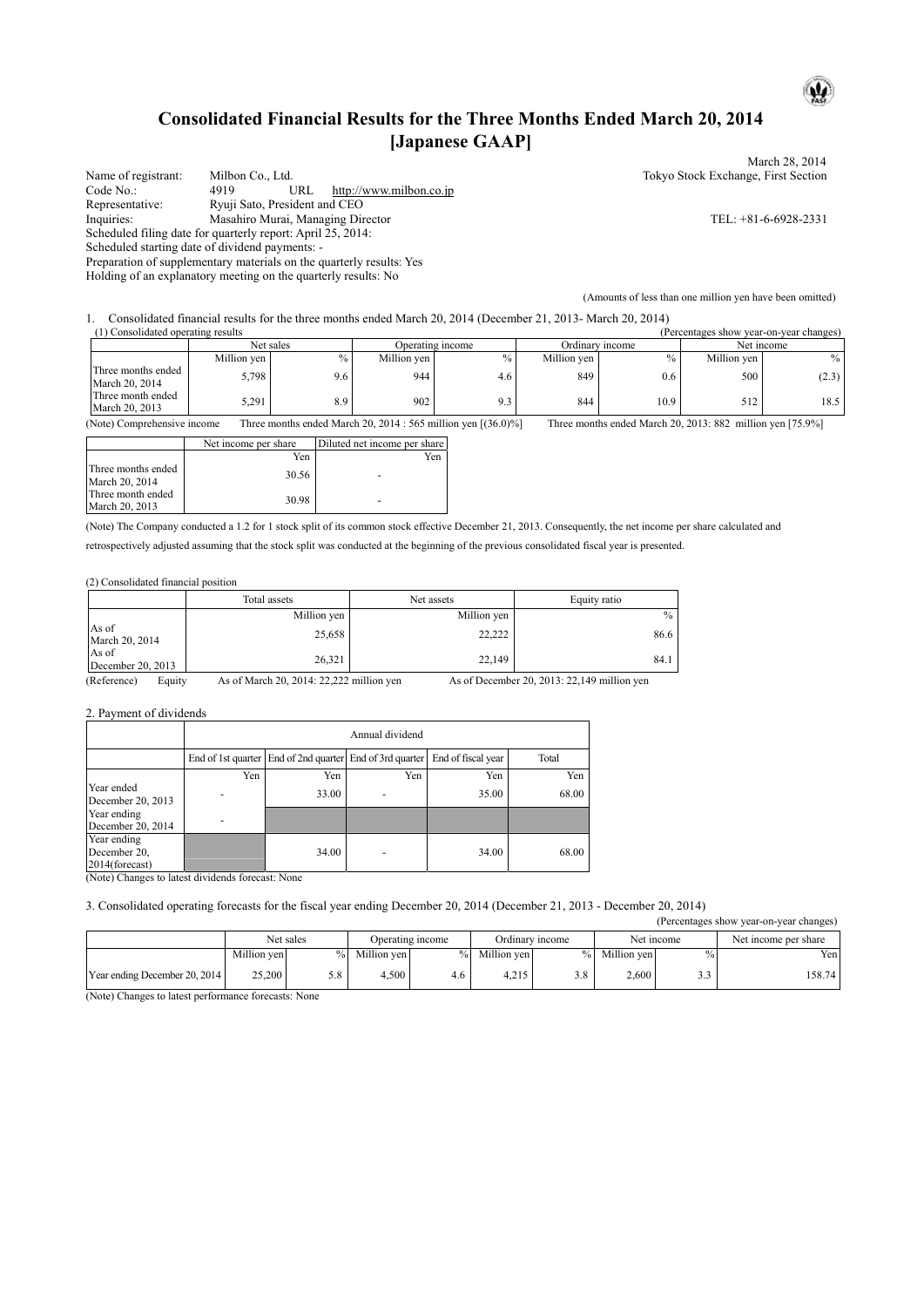# Consolidated Financial Results for the Three Months Ended March 20, 2014 [Japanese GAAP]

March 28, 2014

Name of registrant: Milbon Co., Ltd.  
Tokyo Stock Exchange, First Section  
Code No.: 4919 URL http://www.milbon.co.jp  
Representative: Ryuji Sato, President and CEO  
Inquiries: Masahiro Murai, Managing Director TEL: +81-6-6928-2331  
Scheduled filing date for quarterly report: April 25, 2014:  
Scheduled starting date of dividend payments: -  
Preparation of supplementary materials on the quarterly results: Yes  
Holding of an explanatory meeting on the quarterly results: No

(Amounts of less than one million yen have been omitted)

1. Consolidated financial results for the three months ended March 20, 2014 (December 21, 2013- March 20, 2014)

(1) Consolidated operating results (Percentages show year-on-year changes)

| | Net sales | | Operating income | | Ordinary income | | Net income | |
|---|---|---|---|---|---|---|---|---|
| | Million yen | % | Million yen | % | Million yen | % | Million yen | % |
| Three months ended March 20, 2014 | 5,798 | 9.6 | 944 | 4.6 | 849 | 0.6 | 500 | (2.3) |
| Three month ended March 20, 2013 | 5,291 | 8.9 | 902 | 9.3 | 844 | 10.9 | 512 | 18.5 |

(Note) Comprehensive income Three months ended March 20, 2014 : 565 million yen [(36.0)%] Three months ended March 20, 2013: 882 million yen [75.9%]

| | Net income per share | Diluted net income per share |
|---|---|---|
| | Yen | Yen |
| Three months ended March 20, 2014 | 30.56 | - |
| Three month ended March 20, 2013 | 30.98 | - |

(Note) The Company conducted a 1.2 for 1 stock split of its common stock effective December 21, 2013. Consequently, the net income per share calculated and retrospectively adjusted assuming that the stock split was conducted at the beginning of the previous consolidated fiscal year is presented.

(2) Consolidated financial position

| | Total assets | Net assets | Equity ratio |
|---|---|---|---|
| | Million yen | Million yen | % |
| As of March 20, 2014 | 25,658 | 22,222 | 86.6 |
| As of December 20, 2013 | 26,321 | 22,149 | 84.1 |

(Reference) Equity As of March 20, 2014: 22,222 million yen As of December 20, 2013: 22,149 million yen

2. Payment of dividends

| | Annual dividend | | | | |
|---|---|---|---|---|---|
| | End of 1st quarter | End of 2nd quarter | End of 3rd quarter | End of fiscal year | Total |
| | Yen | Yen | Yen | Yen | Yen |
| Year ended December 20, 2013 | - | 33.00 | - | 35.00 | 68.00 |
| Year ending December 20, 2014 | - | | | | |
| Year ending December 20, 2014(forecast) | | 34.00 | - | 34.00 | 68.00 |

(Note) Changes to latest dividends forecast: None

3. Consolidated operating forecasts for the fiscal year ending December 20, 2014 (December 21, 2013 - December 20, 2014)

(Percentages show year-on-year changes)

| | Net sales | | Operating income | | Ordinary income | | Net income | | Net income per share |
|---|---|---|---|---|---|---|---|---|---|
| | Million yen | % | Million yen | % | Million yen | % | Million yen | % | Yen |
| Year ending December 20, 2014 | 25,200 | 5.8 | 4,500 | 4.6 | 4,215 | 3.8 | 2,600 | 3.3 | 158.74 |

(Note) Changes to latest performance forecasts: None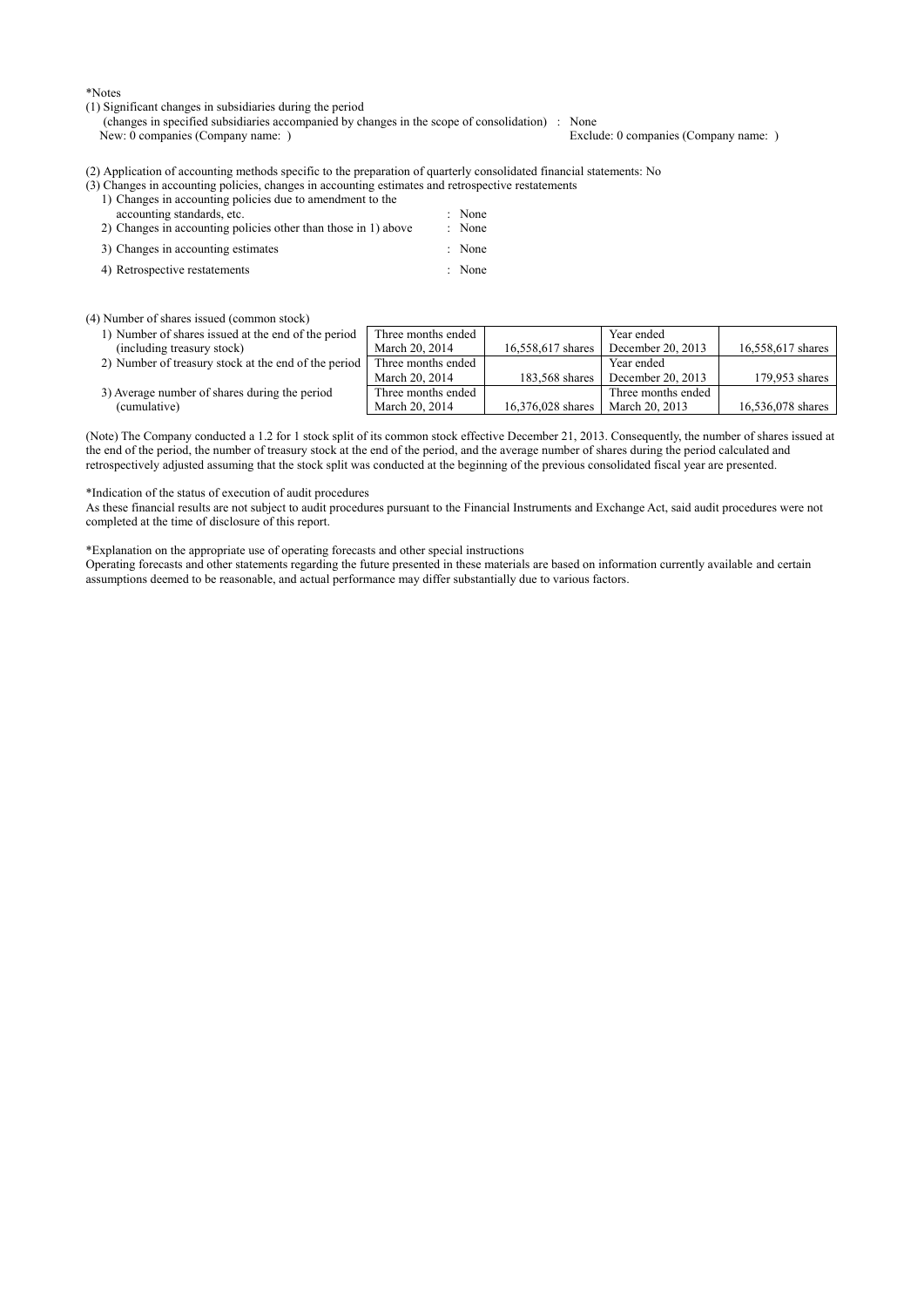*Notes

(1) Significant changes in subsidiaries during the period
(changes in specified subsidiaries accompanied by changes in the scope of consolidation) : None
New: 0 companies (Company name: ) Exclude: 0 companies (Company name: )

(2) Application of accounting methods specific to the preparation of quarterly consolidated financial statements: No

(3) Changes in accounting policies, changes in accounting estimates and retrospective restatements

1) Changes in accounting policies due to amendment to the accounting standards, etc. : None
2) Changes in accounting policies other than those in 1) above : None
3) Changes in accounting estimates : None
4) Retrospective restatements : None

(4) Number of shares issued (common stock)

| | | | | |
|---|---|---|---|---|
| 1) Number of shares issued at the end of the period (including treasury stock) | Three months ended March 20, 2014 | 16,558,617 shares | Year ended December 20, 2013 | 16,558,617 shares |
| 2) Number of treasury stock at the end of the period | Three months ended March 20, 2014 | 183,568 shares | Year ended December 20, 2013 | 179,953 shares |
| 3) Average number of shares during the period (cumulative) | Three months ended March 20, 2014 | 16,376,028 shares | Three months ended March 20, 2013 | 16,536,078 shares |

(Note) The Company conducted a 1.2 for 1 stock split of its common stock effective December 21, 2013. Consequently, the number of shares issued at the end of the period, the number of treasury stock at the end of the period, and the average number of shares during the period calculated and retrospectively adjusted assuming that the stock split was conducted at the beginning of the previous consolidated fiscal year are presented.

*Indication of the status of execution of audit procedures
As these financial results are not subject to audit procedures pursuant to the Financial Instruments and Exchange Act, said audit procedures were not completed at the time of disclosure of this report.

*Explanation on the appropriate use of operating forecasts and other special instructions
Operating forecasts and other statements regarding the future presented in these materials are based on information currently available and certain assumptions deemed to be reasonable, and actual performance may differ substantially due to various factors.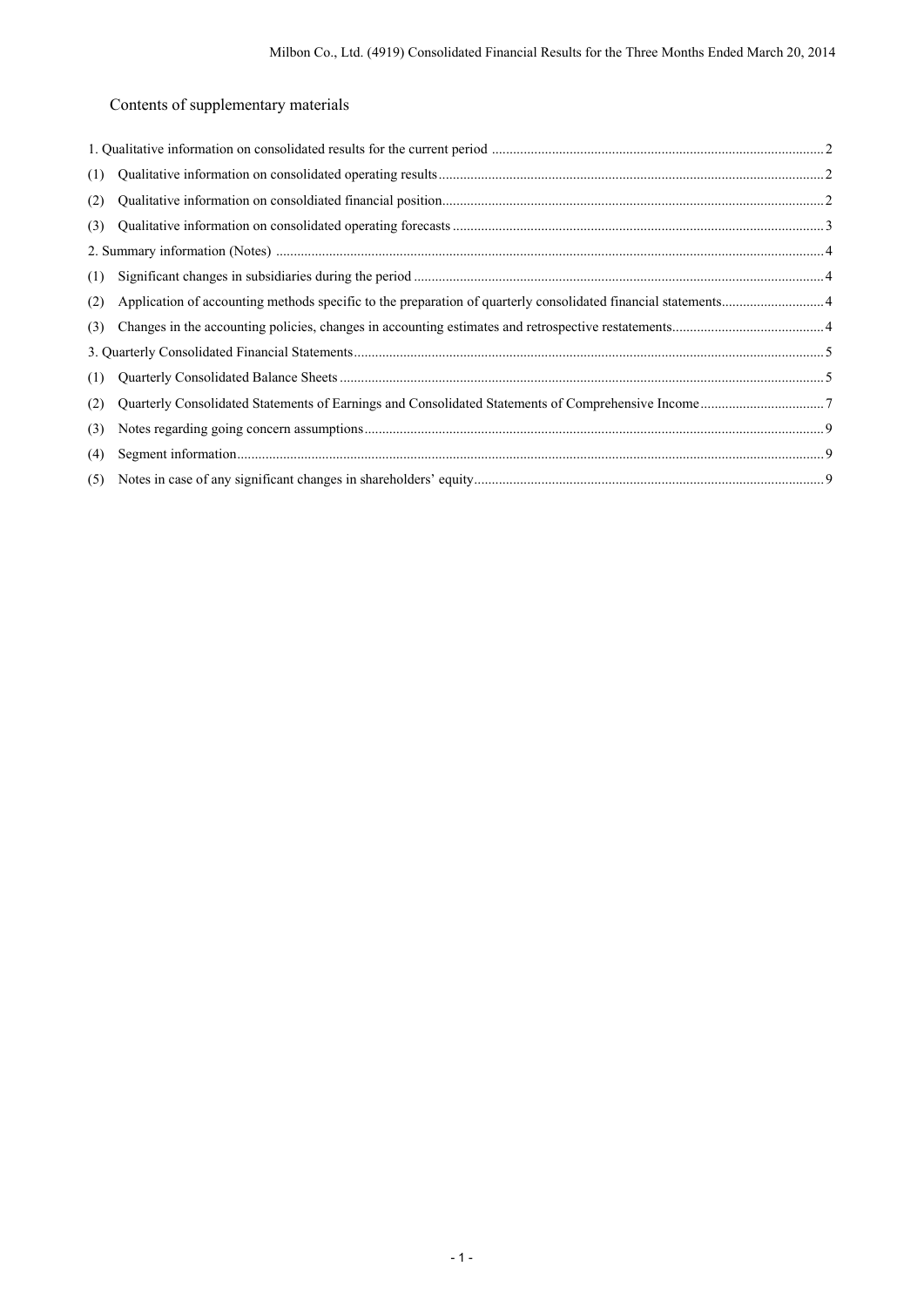## Contents of supplementary materials

1. Qualitative information on consolidated results for the current period ... 2
   - (1) Qualitative information on consolidated operating results ... 2
   - (2) Qualitative information on consoldiated financial position ... 2
   - (3) Qualitative information on consolidated operating forecasts ... 3
2. Summary information (Notes) ... 4
   - (1) Significant changes in subsidiaries during the period ... 4
   - (2) Application of accounting methods specific to the preparation of quarterly consolidated financial statements ... 4
   - (3) Changes in the accounting policies, changes in accounting estimates and retrospective restatements ... 4
3. Quarterly Consolidated Financial Statements ... 5
   - (1) Quarterly Consolidated Balance Sheets ... 5
   - (2) Quarterly Consolidated Statements of Earnings and Consolidated Statements of Comprehensive Income ... 7
   - (3) Notes regarding going concern assumptions ... 9
   - (4) Segment information ... 9
   - (5) Notes in case of any significant changes in shareholders' equity ... 9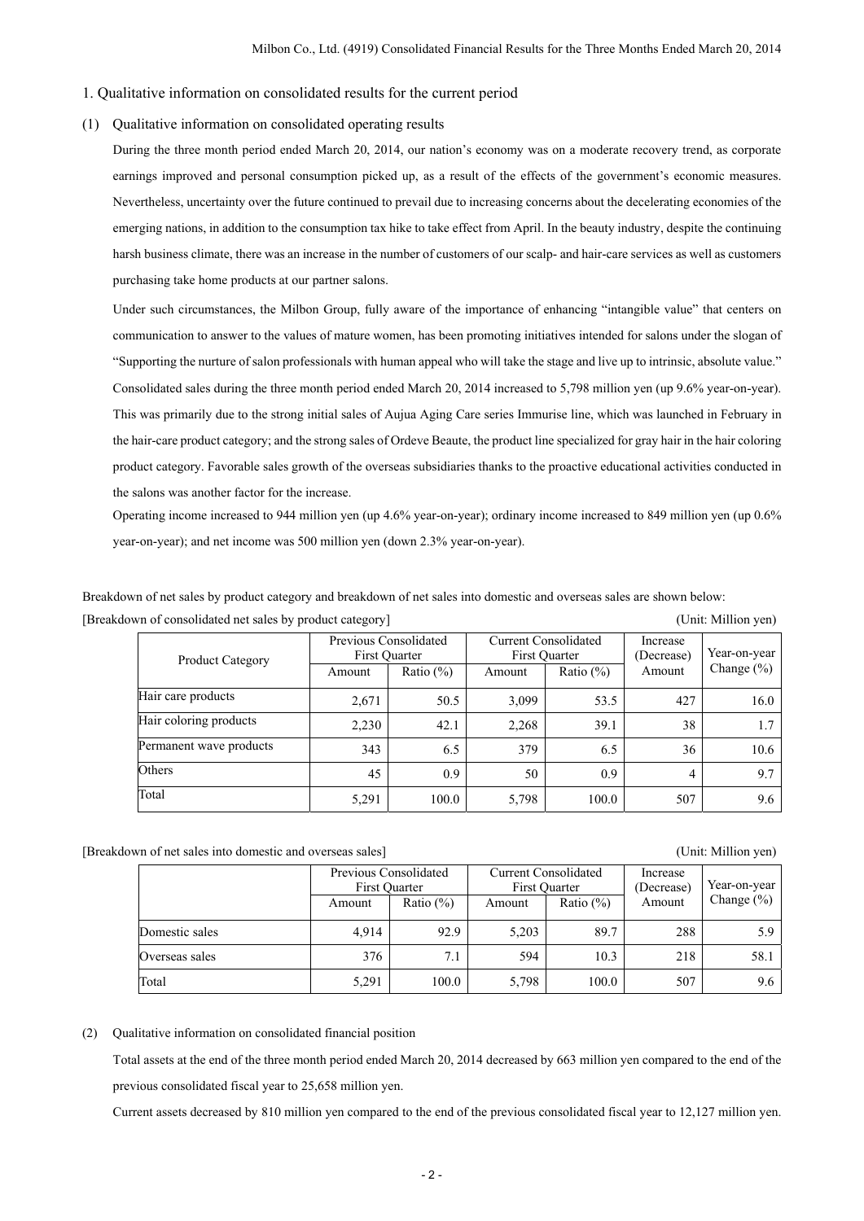## 1. Qualitative information on consolidated results for the current period

### (1) Qualitative information on consolidated operating results

During the three month period ended March 20, 2014, our nation's economy was on a moderate recovery trend, as corporate earnings improved and personal consumption picked up, as a result of the effects of the government's economic measures. Nevertheless, uncertainty over the future continued to prevail due to increasing concerns about the decelerating economies of the emerging nations, in addition to the consumption tax hike to take effect from April. In the beauty industry, despite the continuing harsh business climate, there was an increase in the number of customers of our scalp- and hair-care services as well as customers purchasing take home products at our partner salons.

Under such circumstances, the Milbon Group, fully aware of the importance of enhancing "intangible value" that centers on communication to answer to the values of mature women, has been promoting initiatives intended for salons under the slogan of "Supporting the nurture of salon professionals with human appeal who will take the stage and live up to intrinsic, absolute value."

Consolidated sales during the three month period ended March 20, 2014 increased to 5,798 million yen (up 9.6% year-on-year). This was primarily due to the strong initial sales of Aujua Aging Care series Immurise line, which was launched in February in the hair-care product category; and the strong sales of Ordeve Beaute, the product line specialized for gray hair in the hair coloring product category. Favorable sales growth of the overseas subsidiaries thanks to the proactive educational activities conducted in the salons was another factor for the increase.

Operating income increased to 944 million yen (up 4.6% year-on-year); ordinary income increased to 849 million yen (up 0.6% year-on-year); and net income was 500 million yen (down 2.3% year-on-year).

Breakdown of net sales by product category and breakdown of net sales into domestic and overseas sales are shown below:

[Breakdown of consolidated net sales by product category] (Unit: Million yen)

| Product Category | Previous Consolidated First Quarter | | Current Consolidated First Quarter | | Increase (Decrease) Amount | Year-on-year Change (%) |
|---|---|---|---|---|---|---|
| | Amount | Ratio (%) | Amount | Ratio (%) | | |
| Hair care products | 2,671 | 50.5 | 3,099 | 53.5 | 427 | 16.0 |
| Hair coloring products | 2,230 | 42.1 | 2,268 | 39.1 | 38 | 1.7 |
| Permanent wave products | 343 | 6.5 | 379 | 6.5 | 36 | 10.6 |
| Others | 45 | 0.9 | 50 | 0.9 | 4 | 9.7 |
| Total | 5,291 | 100.0 | 5,798 | 100.0 | 507 | 9.6 |

[Breakdown of net sales into domestic and overseas sales] (Unit: Million yen)

| | Previous Consolidated First Quarter | | Current Consolidated First Quarter | | Increase (Decrease) Amount | Year-on-year Change (%) |
|---|---|---|---|---|---|---|
| | Amount | Ratio (%) | Amount | Ratio (%) | | |
| Domestic sales | 4,914 | 92.9 | 5,203 | 89.7 | 288 | 5.9 |
| Overseas sales | 376 | 7.1 | 594 | 10.3 | 218 | 58.1 |
| Total | 5,291 | 100.0 | 5,798 | 100.0 | 507 | 9.6 |

### (2) Qualitative information on consolidated financial position

Total assets at the end of the three month period ended March 20, 2014 decreased by 663 million yen compared to the end of the previous consolidated fiscal year to 25,658 million yen.

Current assets decreased by 810 million yen compared to the end of the previous consolidated fiscal year to 12,127 million yen.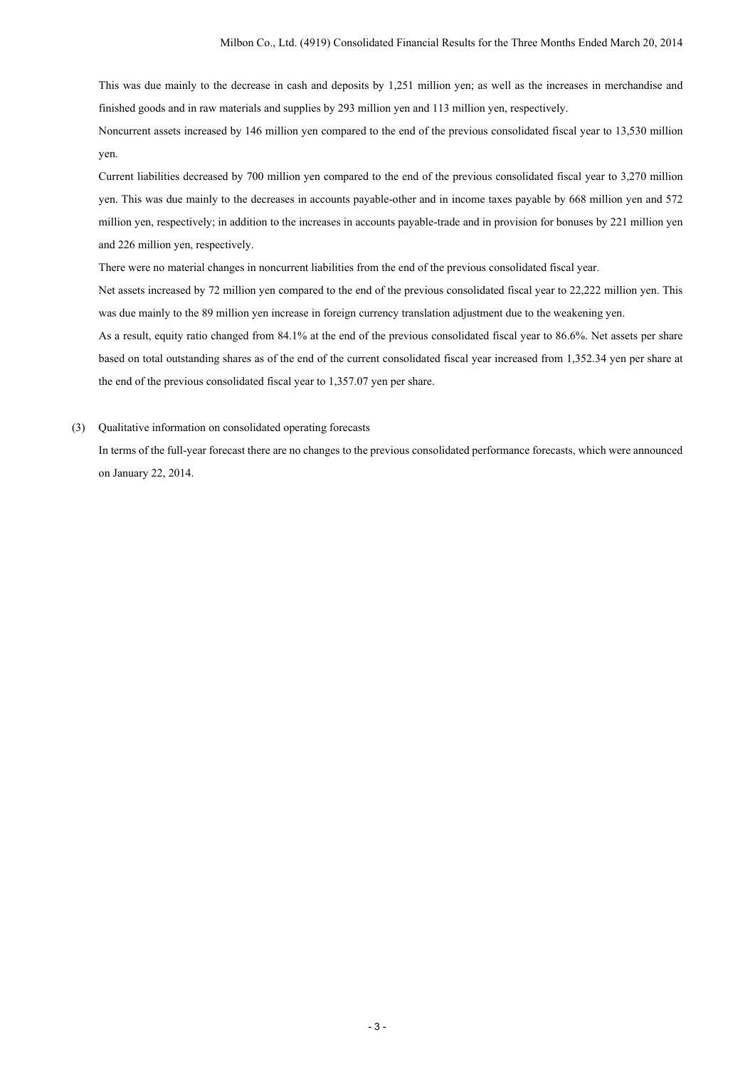This was due mainly to the decrease in cash and deposits by 1,251 million yen; as well as the increases in merchandise and finished goods and in raw materials and supplies by 293 million yen and 113 million yen, respectively.

Noncurrent assets increased by 146 million yen compared to the end of the previous consolidated fiscal year to 13,530 million yen.

Current liabilities decreased by 700 million yen compared to the end of the previous consolidated fiscal year to 3,270 million yen. This was due mainly to the decreases in accounts payable-other and in income taxes payable by 668 million yen and 572 million yen, respectively; in addition to the increases in accounts payable-trade and in provision for bonuses by 221 million yen and 226 million yen, respectively.

There were no material changes in noncurrent liabilities from the end of the previous consolidated fiscal year.

Net assets increased by 72 million yen compared to the end of the previous consolidated fiscal year to 22,222 million yen. This was due mainly to the 89 million yen increase in foreign currency translation adjustment due to the weakening yen.

As a result, equity ratio changed from 84.1% at the end of the previous consolidated fiscal year to 86.6%. Net assets per share based on total outstanding shares as of the end of the current consolidated fiscal year increased from 1,352.34 yen per share at the end of the previous consolidated fiscal year to 1,357.07 yen per share.

(3) Qualitative information on consolidated operating forecasts

In terms of the full-year forecast there are no changes to the previous consolidated performance forecasts, which were announced on January 22, 2014.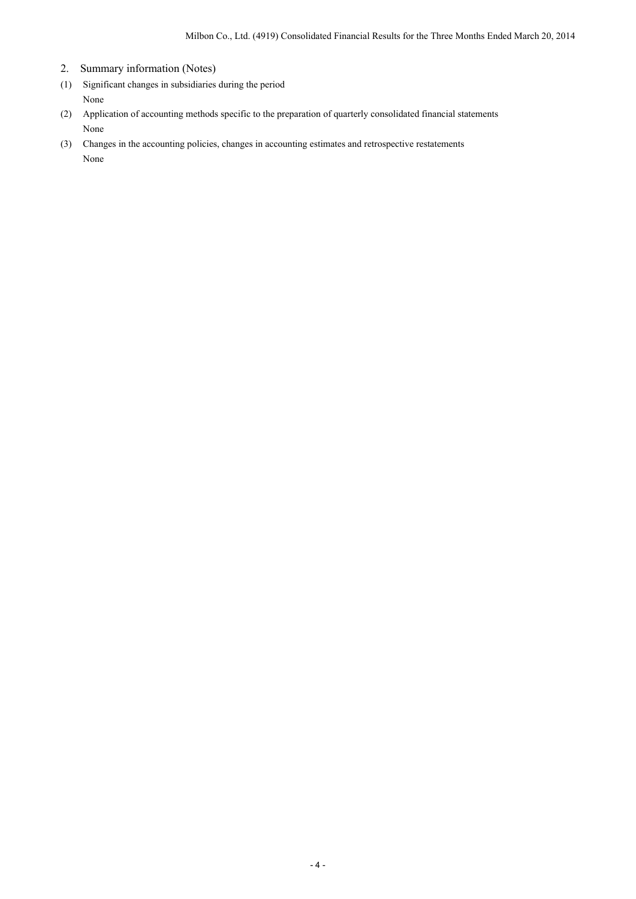## 2. Summary information (Notes)

(1) Significant changes in subsidiaries during the period

None

(2) Application of accounting methods specific to the preparation of quarterly consolidated financial statements

None

(3) Changes in the accounting policies, changes in accounting estimates and retrospective restatements

None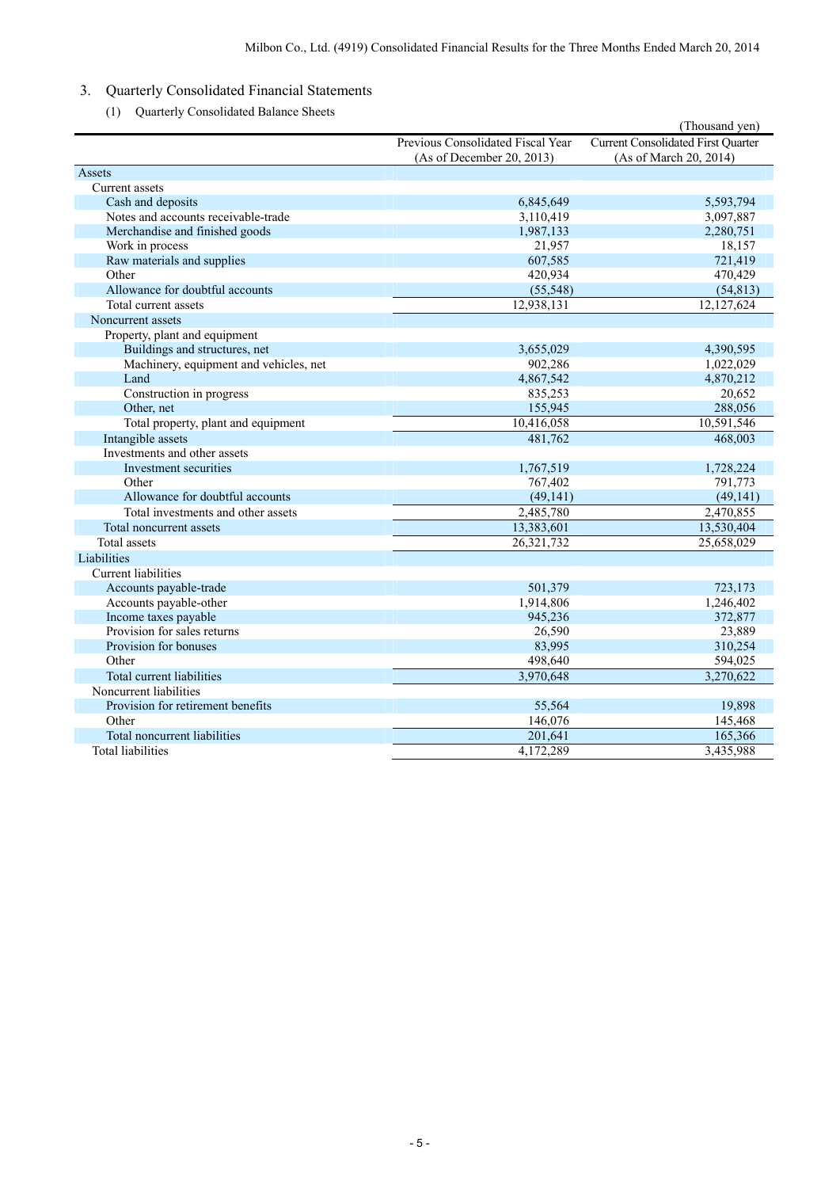## 3. Quarterly Consolidated Financial Statements

### (1) Quarterly Consolidated Balance Sheets

(Thousand yen)

| | Previous Consolidated Fiscal Year (As of December 20, 2013) | Current Consolidated First Quarter (As of March 20, 2014) |
|---|---|---|
| Assets | | |
| Current assets | | |
| Cash and deposits | 6,845,649 | 5,593,794 |
| Notes and accounts receivable-trade | 3,110,419 | 3,097,887 |
| Merchandise and finished goods | 1,987,133 | 2,280,751 |
| Work in process | 21,957 | 18,157 |
| Raw materials and supplies | 607,585 | 721,419 |
| Other | 420,934 | 470,429 |
| Allowance for doubtful accounts | (55,548) | (54,813) |
| Total current assets | 12,938,131 | 12,127,624 |
| Noncurrent assets | | |
| Property, plant and equipment | | |
| Buildings and structures, net | 3,655,029 | 4,390,595 |
| Machinery, equipment and vehicles, net | 902,286 | 1,022,029 |
| Land | 4,867,542 | 4,870,212 |
| Construction in progress | 835,253 | 20,652 |
| Other, net | 155,945 | 288,056 |
| Total property, plant and equipment | 10,416,058 | 10,591,546 |
| Intangible assets | 481,762 | 468,003 |
| Investments and other assets | | |
| Investment securities | 1,767,519 | 1,728,224 |
| Other | 767,402 | 791,773 |
| Allowance for doubtful accounts | (49,141) | (49,141) |
| Total investments and other assets | 2,485,780 | 2,470,855 |
| Total noncurrent assets | 13,383,601 | 13,530,404 |
| Total assets | 26,321,732 | 25,658,029 |
| Liabilities | | |
| Current liabilities | | |
| Accounts payable-trade | 501,379 | 723,173 |
| Accounts payable-other | 1,914,806 | 1,246,402 |
| Income taxes payable | 945,236 | 372,877 |
| Provision for sales returns | 26,590 | 23,889 |
| Provision for bonuses | 83,995 | 310,254 |
| Other | 498,640 | 594,025 |
| Total current liabilities | 3,970,648 | 3,270,622 |
| Noncurrent liabilities | | |
| Provision for retirement benefits | 55,564 | 19,898 |
| Other | 146,076 | 145,468 |
| Total noncurrent liabilities | 201,641 | 165,366 |
| Total liabilities | 4,172,289 | 3,435,988 |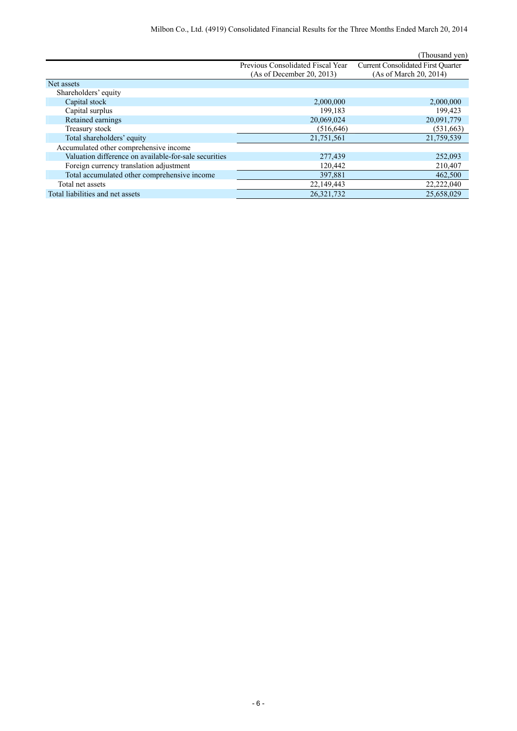(Thousand yen)

| | Previous Consolidated Fiscal Year (As of December 20, 2013) | Current Consolidated First Quarter (As of March 20, 2014) |
|---|---|---|
| Net assets | | |
| Shareholders' equity | | |
| Capital stock | 2,000,000 | 2,000,000 |
| Capital surplus | 199,183 | 199,423 |
| Retained earnings | 20,069,024 | 20,091,779 |
| Treasury stock | (516,646) | (531,663) |
| Total shareholders' equity | 21,751,561 | 21,759,539 |
| Accumulated other comprehensive income | | |
| Valuation difference on available-for-sale securities | 277,439 | 252,093 |
| Foreign currency translation adjustment | 120,442 | 210,407 |
| Total accumulated other comprehensive income | 397,881 | 462,500 |
| Total net assets | 22,149,443 | 22,222,040 |
| Total liabilities and net assets | 26,321,732 | 25,658,029 |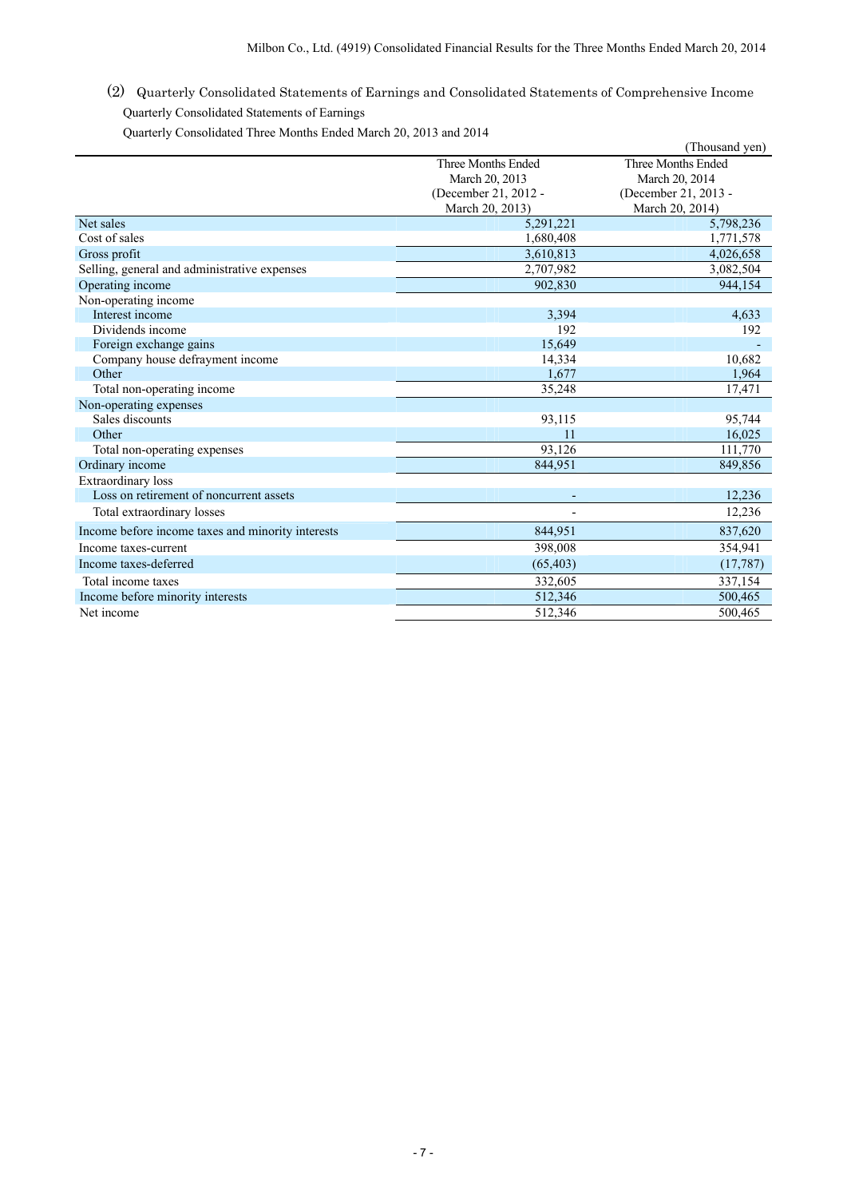## (2) Quarterly Consolidated Statements of Earnings and Consolidated Statements of Comprehensive Income

Quarterly Consolidated Statements of Earnings

Quarterly Consolidated Three Months Ended March 20, 2013 and 2014

(Thousand yen)

| | Three Months Ended March 20, 2013 (December 21, 2012 - March 20, 2013) | Three Months Ended March 20, 2014 (December 21, 2013 - March 20, 2014) |
|---|---|---|
| Net sales | 5,291,221 | 5,798,236 |
| Cost of sales | 1,680,408 | 1,771,578 |
| Gross profit | 3,610,813 | 4,026,658 |
| Selling, general and administrative expenses | 2,707,982 | 3,082,504 |
| Operating income | 902,830 | 944,154 |
| Non-operating income | | |
| Interest income | 3,394 | 4,633 |
| Dividends income | 192 | 192 |
| Foreign exchange gains | 15,649 | - |
| Company house defrayment income | 14,334 | 10,682 |
| Other | 1,677 | 1,964 |
| Total non-operating income | 35,248 | 17,471 |
| Non-operating expenses | | |
| Sales discounts | 93,115 | 95,744 |
| Other | 11 | 16,025 |
| Total non-operating expenses | 93,126 | 111,770 |
| Ordinary income | 844,951 | 849,856 |
| Extraordinary loss | | |
| Loss on retirement of noncurrent assets | - | 12,236 |
| Total extraordinary losses | - | 12,236 |
| Income before income taxes and minority interests | 844,951 | 837,620 |
| Income taxes-current | 398,008 | 354,941 |
| Income taxes-deferred | (65,403) | (17,787) |
| Total income taxes | 332,605 | 337,154 |
| Income before minority interests | 512,346 | 500,465 |
| Net income | 512,346 | 500,465 |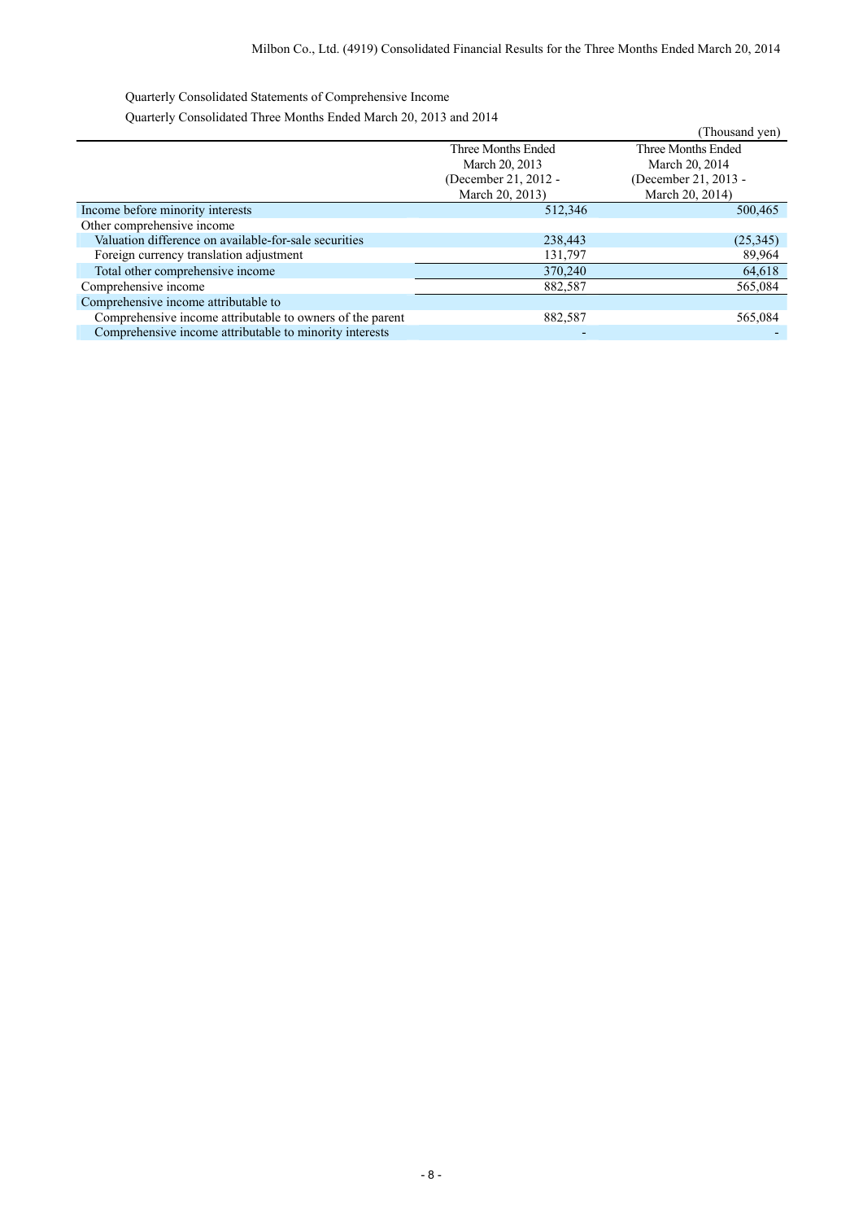Quarterly Consolidated Statements of Comprehensive Income

Quarterly Consolidated Three Months Ended March 20, 2013 and 2014

(Thousand yen)

| | Three Months Ended March 20, 2013 (December 21, 2012 - March 20, 2013) | Three Months Ended March 20, 2014 (December 21, 2013 - March 20, 2014) |
|---|---|---|
| Income before minority interests | 512,346 | 500,465 |
| Other comprehensive income | | |
| Valuation difference on available-for-sale securities | 238,443 | (25,345) |
| Foreign currency translation adjustment | 131,797 | 89,964 |
| Total other comprehensive income | 370,240 | 64,618 |
| Comprehensive income | 882,587 | 565,084 |
| Comprehensive income attributable to | | |
| Comprehensive income attributable to owners of the parent | 882,587 | 565,084 |
| Comprehensive income attributable to minority interests | - | - |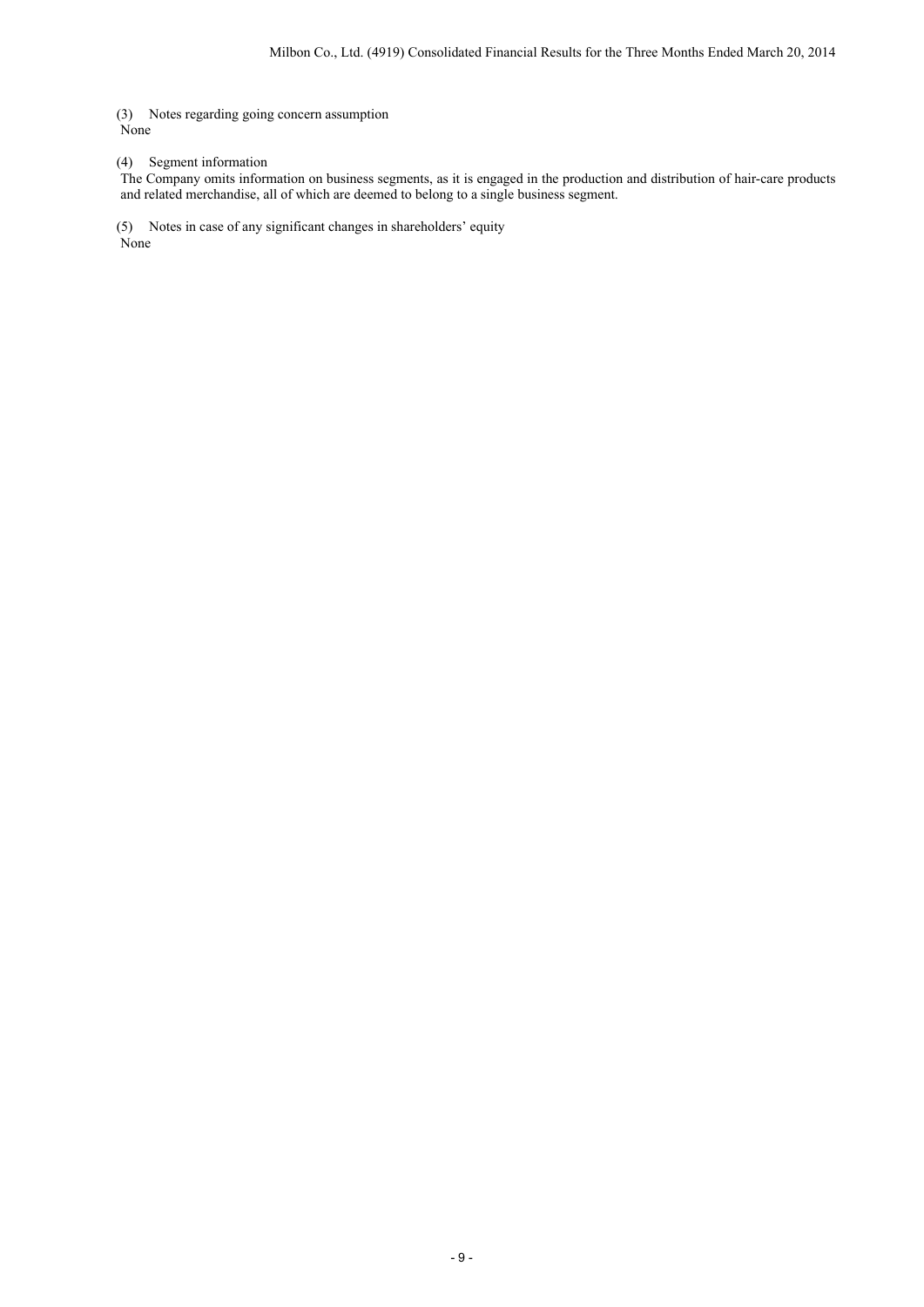(3) Notes regarding going concern assumption

None

(4) Segment information

The Company omits information on business segments, as it is engaged in the production and distribution of hair-care products and related merchandise, all of which are deemed to belong to a single business segment.

(5) Notes in case of any significant changes in shareholders' equity

None